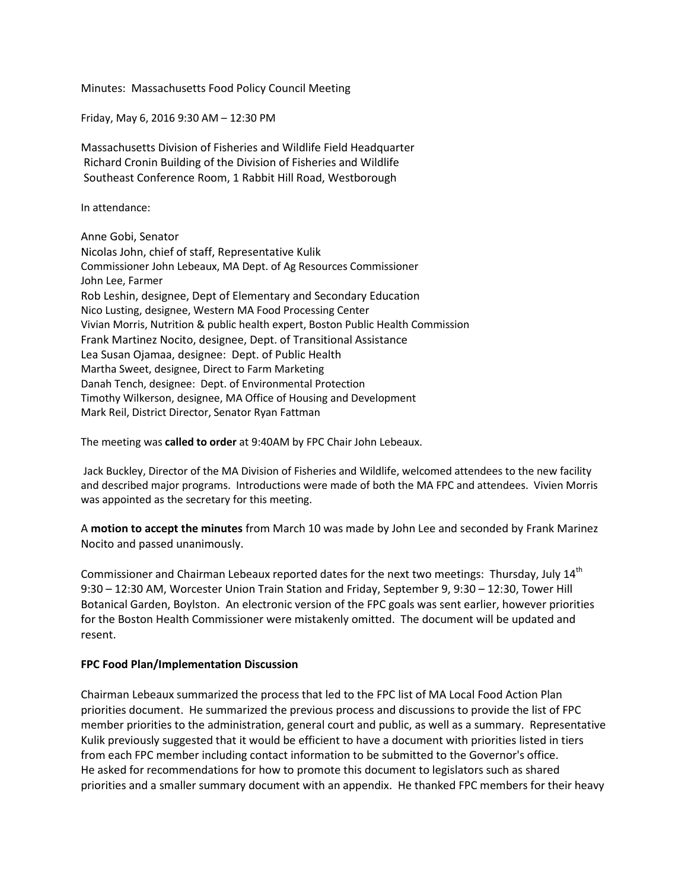Minutes: Massachusetts Food Policy Council Meeting

Friday, May 6, 2016 9:30 AM – 12:30 PM

Massachusetts Division of Fisheries and Wildlife Field Headquarter
Richard Cronin Building of the Division of Fisheries and Wildlife
Southeast Conference Room, 1 Rabbit Hill Road, Westborough

In attendance:

Anne Gobi, Senator
Nicolas John, chief of staff, Representative Kulik
Commissioner John Lebeaux, MA Dept. of Ag Resources Commissioner
John Lee, Farmer
Rob Leshin, designee, Dept of Elementary and Secondary Education
Nico Lusting, designee, Western MA Food Processing Center
Vivian Morris, Nutrition & public health expert, Boston Public Health Commission
Frank Martinez Nocito, designee, Dept. of Transitional Assistance
Lea Susan Ojamaa, designee: Dept. of Public Health
Martha Sweet, designee, Direct to Farm Marketing
Danah Tench, designee: Dept. of Environmental Protection
Timothy Wilkerson, designee, MA Office of Housing and Development
Mark Reil, District Director, Senator Ryan Fattman

The meeting was **called to order** at 9:40AM by FPC Chair John Lebeaux.

Jack Buckley, Director of the MA Division of Fisheries and Wildlife, welcomed attendees to the new facility and described major programs. Introductions were made of both the MA FPC and attendees. Vivien Morris was appointed as the secretary for this meeting.

A **motion to accept the minutes** from March 10 was made by John Lee and seconded by Frank Marinez Nocito and passed unanimously.

Commissioner and Chairman Lebeaux reported dates for the next two meetings: Thursday, July 14th 9:30 – 12:30 AM, Worcester Union Train Station and Friday, September 9, 9:30 – 12:30, Tower Hill Botanical Garden, Boylston. An electronic version of the FPC goals was sent earlier, however priorities for the Boston Health Commissioner were mistakenly omitted. The document will be updated and resent.

**FPC Food Plan/Implementation Discussion**

Chairman Lebeaux summarized the process that led to the FPC list of MA Local Food Action Plan priorities document. He summarized the previous process and discussions to provide the list of FPC member priorities to the administration, general court and public, as well as a summary. Representative Kulik previously suggested that it would be efficient to have a document with priorities listed in tiers from each FPC member including contact information to be submitted to the Governor's office. He asked for recommendations for how to promote this document to legislators such as shared priorities and a smaller summary document with an appendix. He thanked FPC members for their heavy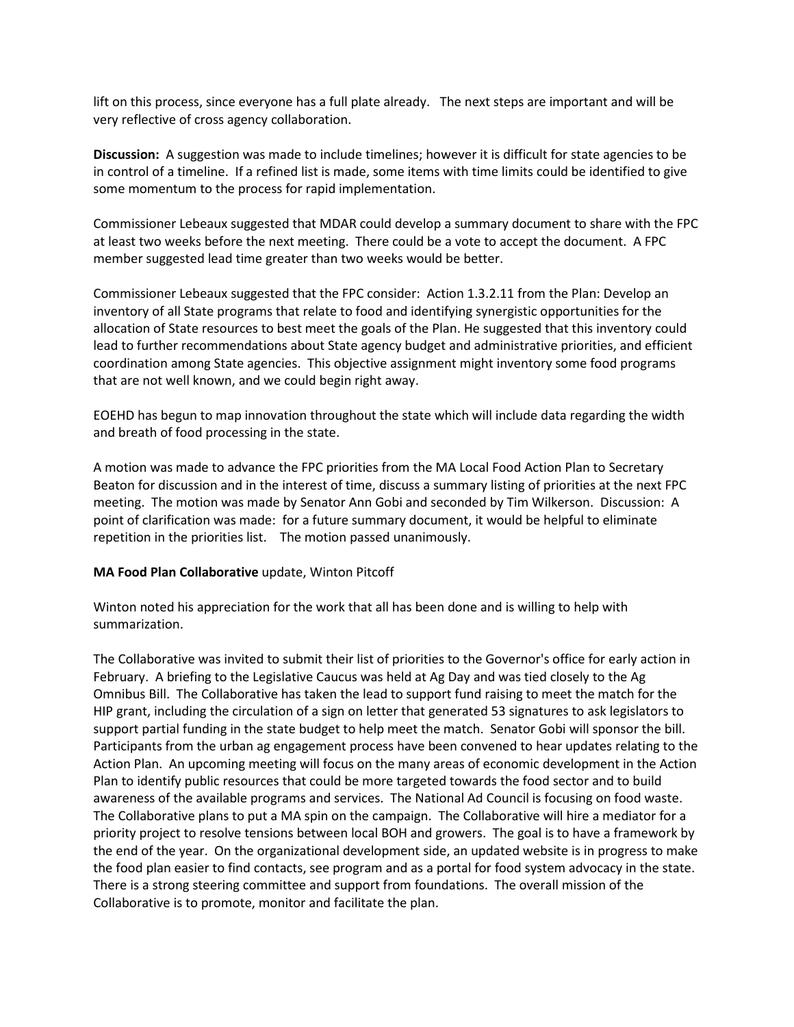lift on this process, since everyone has a full plate already. The next steps are important and will be very reflective of cross agency collaboration.

**Discussion:** A suggestion was made to include timelines; however it is difficult for state agencies to be in control of a timeline. If a refined list is made, some items with time limits could be identified to give some momentum to the process for rapid implementation.

Commissioner Lebeaux suggested that MDAR could develop a summary document to share with the FPC at least two weeks before the next meeting. There could be a vote to accept the document. A FPC member suggested lead time greater than two weeks would be better.

Commissioner Lebeaux suggested that the FPC consider: Action 1.3.2.11 from the Plan: Develop an inventory of all State programs that relate to food and identifying synergistic opportunities for the allocation of State resources to best meet the goals of the Plan. He suggested that this inventory could lead to further recommendations about State agency budget and administrative priorities, and efficient coordination among State agencies. This objective assignment might inventory some food programs that are not well known, and we could begin right away.

EOEHD has begun to map innovation throughout the state which will include data regarding the width and breath of food processing in the state.

A motion was made to advance the FPC priorities from the MA Local Food Action Plan to Secretary Beaton for discussion and in the interest of time, discuss a summary listing of priorities at the next FPC meeting. The motion was made by Senator Ann Gobi and seconded by Tim Wilkerson. Discussion: A point of clarification was made: for a future summary document, it would be helpful to eliminate repetition in the priorities list. The motion passed unanimously.

**MA Food Plan Collaborative** update, Winton Pitcoff

Winton noted his appreciation for the work that all has been done and is willing to help with summarization.

The Collaborative was invited to submit their list of priorities to the Governor's office for early action in February. A briefing to the Legislative Caucus was held at Ag Day and was tied closely to the Ag Omnibus Bill. The Collaborative has taken the lead to support fund raising to meet the match for the HIP grant, including the circulation of a sign on letter that generated 53 signatures to ask legislators to support partial funding in the state budget to help meet the match. Senator Gobi will sponsor the bill. Participants from the urban ag engagement process have been convened to hear updates relating to the Action Plan. An upcoming meeting will focus on the many areas of economic development in the Action Plan to identify public resources that could be more targeted towards the food sector and to build awareness of the available programs and services. The National Ad Council is focusing on food waste. The Collaborative plans to put a MA spin on the campaign. The Collaborative will hire a mediator for a priority project to resolve tensions between local BOH and growers. The goal is to have a framework by the end of the year. On the organizational development side, an updated website is in progress to make the food plan easier to find contacts, see program and as a portal for food system advocacy in the state. There is a strong steering committee and support from foundations. The overall mission of the Collaborative is to promote, monitor and facilitate the plan.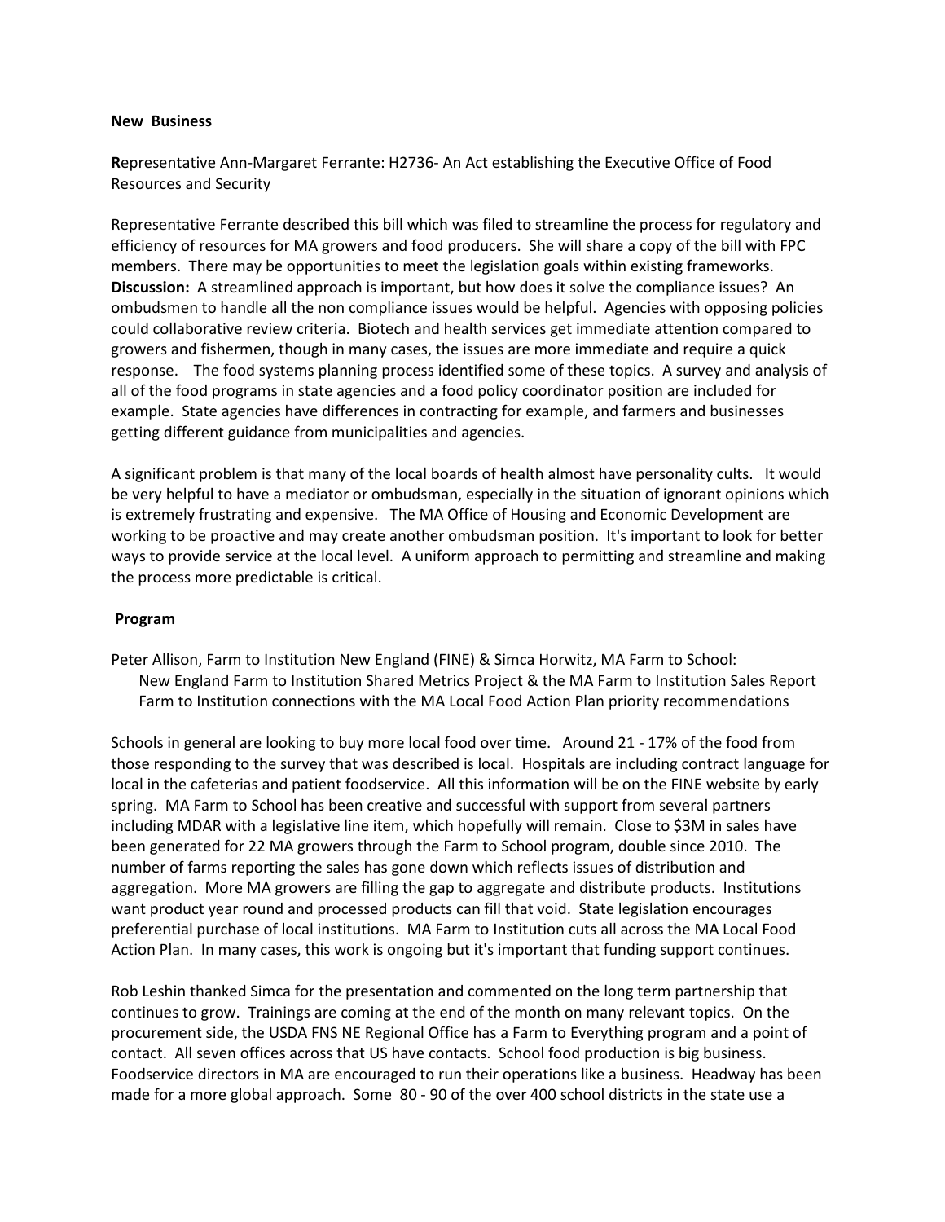**New Business**

**R**epresentative Ann-Margaret Ferrante: H2736- An Act establishing the Executive Office of Food Resources and Security

Representative Ferrante described this bill which was filed to streamline the process for regulatory and efficiency of resources for MA growers and food producers. She will share a copy of the bill with FPC members. There may be opportunities to meet the legislation goals within existing frameworks. **Discussion:** A streamlined approach is important, but how does it solve the compliance issues? An ombudsmen to handle all the non compliance issues would be helpful. Agencies with opposing policies could collaborative review criteria. Biotech and health services get immediate attention compared to growers and fishermen, though in many cases, the issues are more immediate and require a quick response. The food systems planning process identified some of these topics. A survey and analysis of all of the food programs in state agencies and a food policy coordinator position are included for example. State agencies have differences in contracting for example, and farmers and businesses getting different guidance from municipalities and agencies.

A significant problem is that many of the local boards of health almost have personality cults. It would be very helpful to have a mediator or ombudsman, especially in the situation of ignorant opinions which is extremely frustrating and expensive. The MA Office of Housing and Economic Development are working to be proactive and may create another ombudsman position. It's important to look for better ways to provide service at the local level. A uniform approach to permitting and streamline and making the process more predictable is critical.

**Program**

Peter Allison, Farm to Institution New England (FINE) & Simca Horwitz, MA Farm to School:
New England Farm to Institution Shared Metrics Project & the MA Farm to Institution Sales Report
Farm to Institution connections with the MA Local Food Action Plan priority recommendations

Schools in general are looking to buy more local food over time. Around 21 - 17% of the food from those responding to the survey that was described is local. Hospitals are including contract language for local in the cafeterias and patient foodservice. All this information will be on the FINE website by early spring. MA Farm to School has been creative and successful with support from several partners including MDAR with a legislative line item, which hopefully will remain. Close to $3M in sales have been generated for 22 MA growers through the Farm to School program, double since 2010. The number of farms reporting the sales has gone down which reflects issues of distribution and aggregation. More MA growers are filling the gap to aggregate and distribute products. Institutions want product year round and processed products can fill that void. State legislation encourages preferential purchase of local institutions. MA Farm to Institution cuts all across the MA Local Food Action Plan. In many cases, this work is ongoing but it's important that funding support continues.

Rob Leshin thanked Simca for the presentation and commented on the long term partnership that continues to grow. Trainings are coming at the end of the month on many relevant topics. On the procurement side, the USDA FNS NE Regional Office has a Farm to Everything program and a point of contact. All seven offices across that US have contacts. School food production is big business. Foodservice directors in MA are encouraged to run their operations like a business. Headway has been made for a more global approach. Some 80 - 90 of the over 400 school districts in the state use a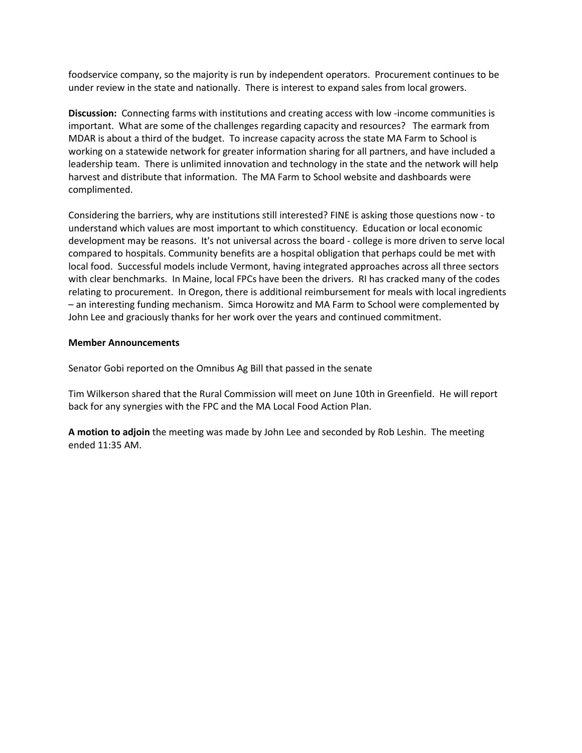foodservice company, so the majority is run by independent operators. Procurement continues to be under review in the state and nationally. There is interest to expand sales from local growers.

**Discussion:** Connecting farms with institutions and creating access with low -income communities is important. What are some of the challenges regarding capacity and resources? The earmark from MDAR is about a third of the budget. To increase capacity across the state MA Farm to School is working on a statewide network for greater information sharing for all partners, and have included a leadership team. There is unlimited innovation and technology in the state and the network will help harvest and distribute that information. The MA Farm to School website and dashboards were complimented.

Considering the barriers, why are institutions still interested? FINE is asking those questions now - to understand which values are most important to which constituency. Education or local economic development may be reasons. It's not universal across the board - college is more driven to serve local compared to hospitals. Community benefits are a hospital obligation that perhaps could be met with local food. Successful models include Vermont, having integrated approaches across all three sectors with clear benchmarks. In Maine, local FPCs have been the drivers. RI has cracked many of the codes relating to procurement. In Oregon, there is additional reimbursement for meals with local ingredients – an interesting funding mechanism. Simca Horowitz and MA Farm to School were complemented by John Lee and graciously thanks for her work over the years and continued commitment.

**Member Announcements**

Senator Gobi reported on the Omnibus Ag Bill that passed in the senate

Tim Wilkerson shared that the Rural Commission will meet on June 10th in Greenfield. He will report back for any synergies with the FPC and the MA Local Food Action Plan.

**A motion to adjoin** the meeting was made by John Lee and seconded by Rob Leshin. The meeting ended 11:35 AM.